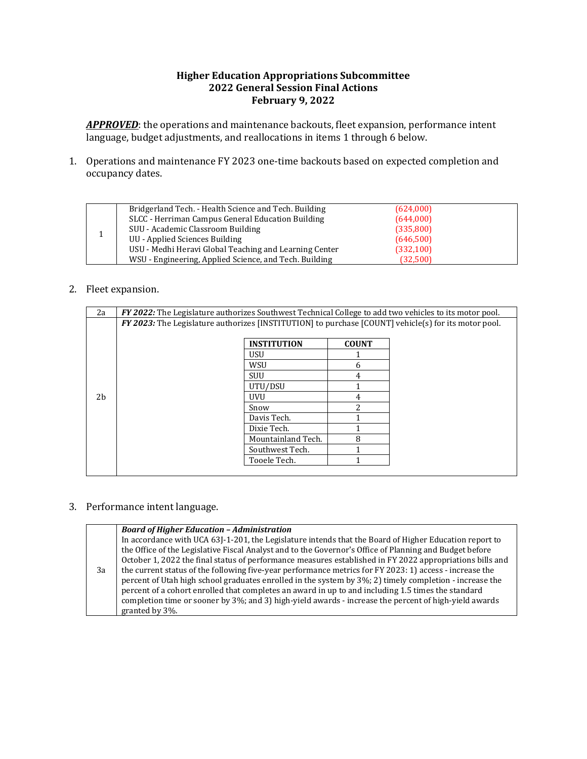**Higher Education Appropriations Subcommittee**
**2022 General Session Final Actions**
**February 9, 2022**

***APPROVED***: the operations and maintenance backouts, fleet expansion, performance intent language, budget adjustments, and reallocations in items 1 through 6 below.

1. Operations and maintenance FY 2023 one-time backouts based on expected completion and occupancy dates.

| | | |
|---|---|---|
| 1 | Bridgerland Tech. - Health Science and Tech. Building | (624,000) |
| | SLCC - Herriman Campus General Education Building | (644,000) |
| | SUU - Academic Classroom Building | (335,800) |
| | UU - Applied Sciences Building | (646,500) |
| | USU - Medhi Heravi Global Teaching and Learning Center | (332,100) |
| | WSU - Engineering, Applied Science, and Tech. Building | (32,500) |

2. Fleet expansion.

| | |
|---|---|
| 2a | ***FY 2022:*** The Legislature authorizes Southwest Technical College to add two vehicles to its motor pool. |
| 2b | ***FY 2023:*** The Legislature authorizes [INSTITUTION] to purchase [COUNT] vehicle(s) for its motor pool. |

| INSTITUTION | COUNT |
|---|---|
| USU | 1 |
| WSU | 6 |
| SUU | 4 |
| UTU/DSU | 1 |
| UVU | 4 |
| Snow | 2 |
| Davis Tech. | 1 |
| Dixie Tech. | 1 |
| Mountainland Tech. | 8 |
| Southwest Tech. | 1 |
| Tooele Tech. | 1 |

3. Performance intent language.

| | |
|---|---|
| 3a | ***Board of Higher Education – Administration*** In accordance with UCA 63J-1-201, the Legislature intends that the Board of Higher Education report to the Office of the Legislative Fiscal Analyst and to the Governor's Office of Planning and Budget before October 1, 2022 the final status of performance measures established in FY 2022 appropriations bills and the current status of the following five-year performance metrics for FY 2023: 1) access - increase the percent of Utah high school graduates enrolled in the system by 3%; 2) timely completion - increase the percent of a cohort enrolled that completes an award in up to and including 1.5 times the standard completion time or sooner by 3%; and 3) high-yield awards - increase the percent of high-yield awards granted by 3%. |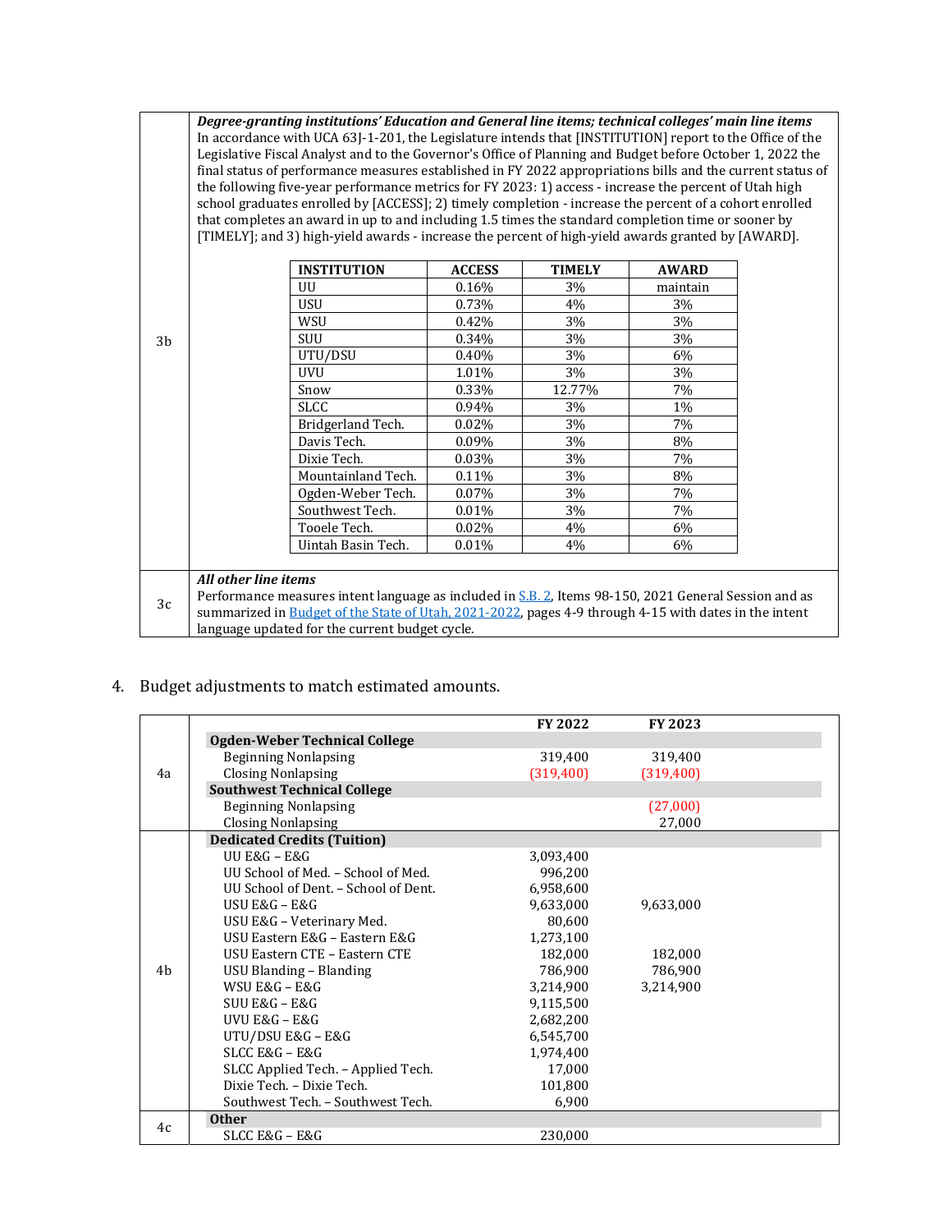| | |
|---|---|
| 3b | ***Degree-granting institutions' Education and General line items; technical colleges' main line items*** In accordance with UCA 63J-1-201, the Legislature intends that [INSTITUTION] report to the Office of the Legislative Fiscal Analyst and to the Governor's Office of Planning and Budget before October 1, 2022 the final status of performance measures established in FY 2022 appropriations bills and the current status of the following five-year performance metrics for FY 2023: 1) access - increase the percent of Utah high school graduates enrolled by [ACCESS]; 2) timely completion - increase the percent of a cohort enrolled that completes an award in up to and including 1.5 times the standard completion time or sooner by [TIMELY]; and 3) high-yield awards - increase the percent of high-yield awards granted by [AWARD]. |

| INSTITUTION | ACCESS | TIMELY | AWARD |
|---|---|---|---|
| UU | 0.16% | 3% | maintain |
| USU | 0.73% | 4% | 3% |
| WSU | 0.42% | 3% | 3% |
| SUU | 0.34% | 3% | 3% |
| UTU/DSU | 0.40% | 3% | 6% |
| UVU | 1.01% | 3% | 3% |
| Snow | 0.33% | 12.77% | 7% |
| SLCC | 0.94% | 3% | 1% |
| Bridgerland Tech. | 0.02% | 3% | 7% |
| Davis Tech. | 0.09% | 3% | 8% |
| Dixie Tech. | 0.03% | 3% | 7% |
| Mountainland Tech. | 0.11% | 3% | 8% |
| Ogden-Weber Tech. | 0.07% | 3% | 7% |
| Southwest Tech. | 0.01% | 3% | 7% |
| Tooele Tech. | 0.02% | 4% | 6% |
| Uintah Basin Tech. | 0.01% | 4% | 6% |

| | |
|---|---|
| 3c | ***All other line items*** Performance measures intent language as included in S.B. 2, Items 98-150, 2021 General Session and as summarized in Budget of the State of Utah, 2021-2022, pages 4-9 through 4-15 with dates in the intent language updated for the current budget cycle. |

4. Budget adjustments to match estimated amounts.

| | | FY 2022 | FY 2023 |
|---|---|---|---|
| 4a | **Ogden-Weber Technical College** | | |
| | Beginning Nonlapsing | 319,400 | 319,400 |
| | Closing Nonlapsing | (319,400) | (319,400) |
| | **Southwest Technical College** | | |
| | Beginning Nonlapsing | | (27,000) |
| | Closing Nonlapsing | | 27,000 |
| 4b | **Dedicated Credits (Tuition)** | | |
| | UU E&G – E&G | 3,093,400 | |
| | UU School of Med. – School of Med. | 996,200 | |
| | UU School of Dent. – School of Dent. | 6,958,600 | |
| | USU E&G – E&G | 9,633,000 | 9,633,000 |
| | USU E&G – Veterinary Med. | 80,600 | |
| | USU Eastern E&G – Eastern E&G | 1,273,100 | |
| | USU Eastern CTE – Eastern CTE | 182,000 | 182,000 |
| | USU Blanding – Blanding | 786,900 | 786,900 |
| | WSU E&G – E&G | 3,214,900 | 3,214,900 |
| | SUU E&G – E&G | 9,115,500 | |
| | UVU E&G – E&G | 2,682,200 | |
| | UTU/DSU E&G – E&G | 6,545,700 | |
| | SLCC E&G – E&G | 1,974,400 | |
| | SLCC Applied Tech. – Applied Tech. | 17,000 | |
| | Dixie Tech. – Dixie Tech. | 101,800 | |
| | Southwest Tech. – Southwest Tech. | 6,900 | |
| 4c | **Other** | | |
| | SLCC E&G – E&G | 230,000 | |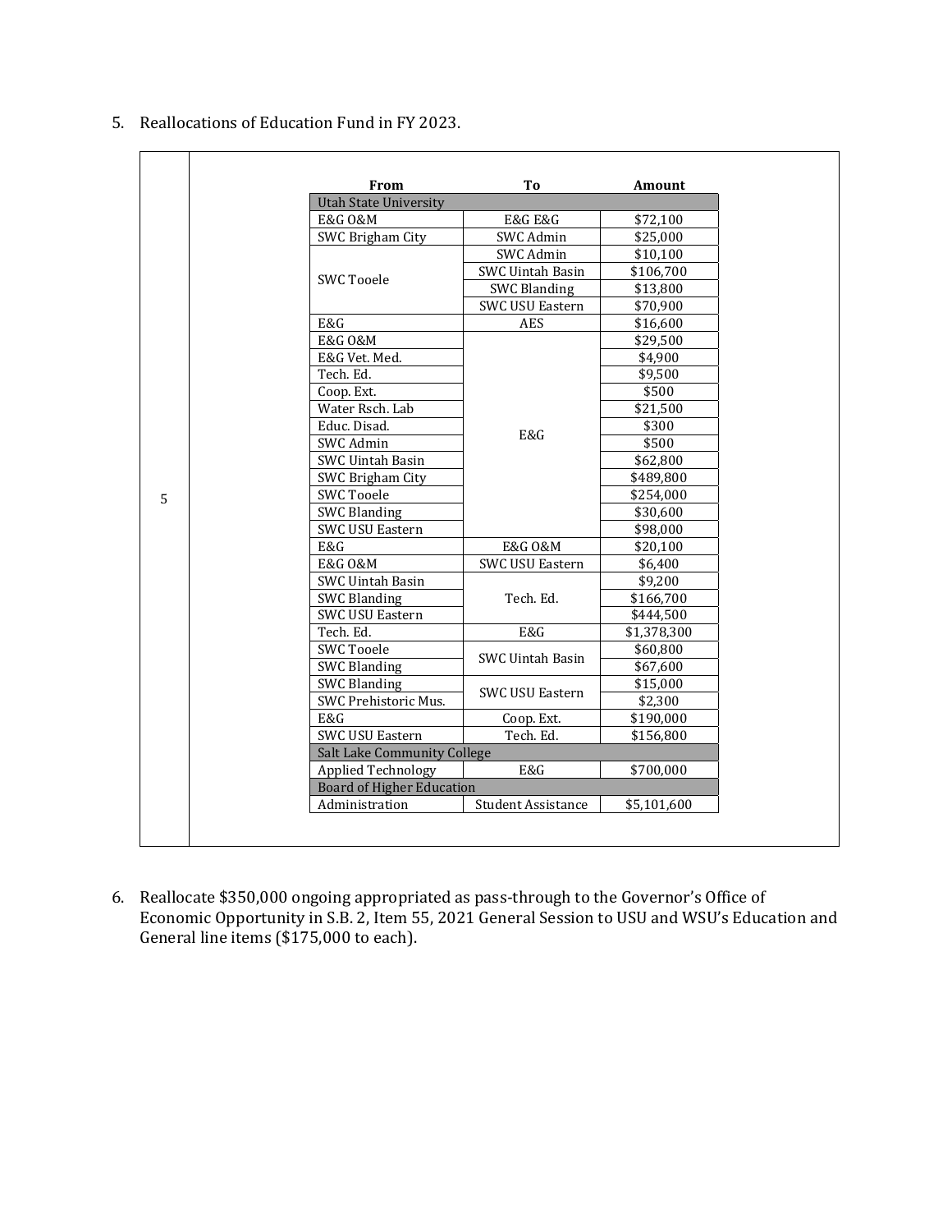5. Reallocations of Education Fund in FY 2023.

| From | To | Amount |
|---|---|---|
| **Utah State University** | | |
| E&G O&M | E&G E&G | $72,100 |
| SWC Brigham City | SWC Admin | $25,000 |
| SWC Tooele | SWC Admin | $10,100 |
| SWC Tooele | SWC Uintah Basin | $106,700 |
| SWC Tooele | SWC Blanding | $13,800 |
| SWC Tooele | SWC USU Eastern | $70,900 |
| E&G | AES | $16,600 |
| E&G O&M | E&G | $29,500 |
| E&G Vet. Med. | E&G | $4,900 |
| Tech. Ed. | E&G | $9,500 |
| Coop. Ext. | E&G | $500 |
| Water Rsch. Lab | E&G | $21,500 |
| Educ. Disad. | E&G | $300 |
| SWC Admin | E&G | $500 |
| SWC Uintah Basin | E&G | $62,800 |
| SWC Brigham City | E&G | $489,800 |
| SWC Tooele | E&G | $254,000 |
| SWC Blanding | E&G | $30,600 |
| SWC USU Eastern | E&G | $98,000 |
| E&G | E&G O&M | $20,100 |
| E&G O&M | SWC USU Eastern | $6,400 |
| SWC Uintah Basin | Tech. Ed. | $9,200 |
| SWC Blanding | Tech. Ed. | $166,700 |
| SWC USU Eastern | Tech. Ed. | $444,500 |
| Tech. Ed. | E&G | $1,378,300 |
| SWC Tooele | SWC Uintah Basin | $60,800 |
| SWC Blanding | SWC Uintah Basin | $67,600 |
| SWC Blanding | SWC USU Eastern | $15,000 |
| SWC Prehistoric Mus. | SWC USU Eastern | $2,300 |
| E&G | Coop. Ext. | $190,000 |
| SWC USU Eastern | Tech. Ed. | $156,800 |
| **Salt Lake Community College** | | |
| Applied Technology | E&G | $700,000 |
| **Board of Higher Education** | | |
| Administration | Student Assistance | $5,101,600 |

6. Reallocate $350,000 ongoing appropriated as pass-through to the Governor's Office of Economic Opportunity in S.B. 2, Item 55, 2021 General Session to USU and WSU's Education and General line items ($175,000 to each).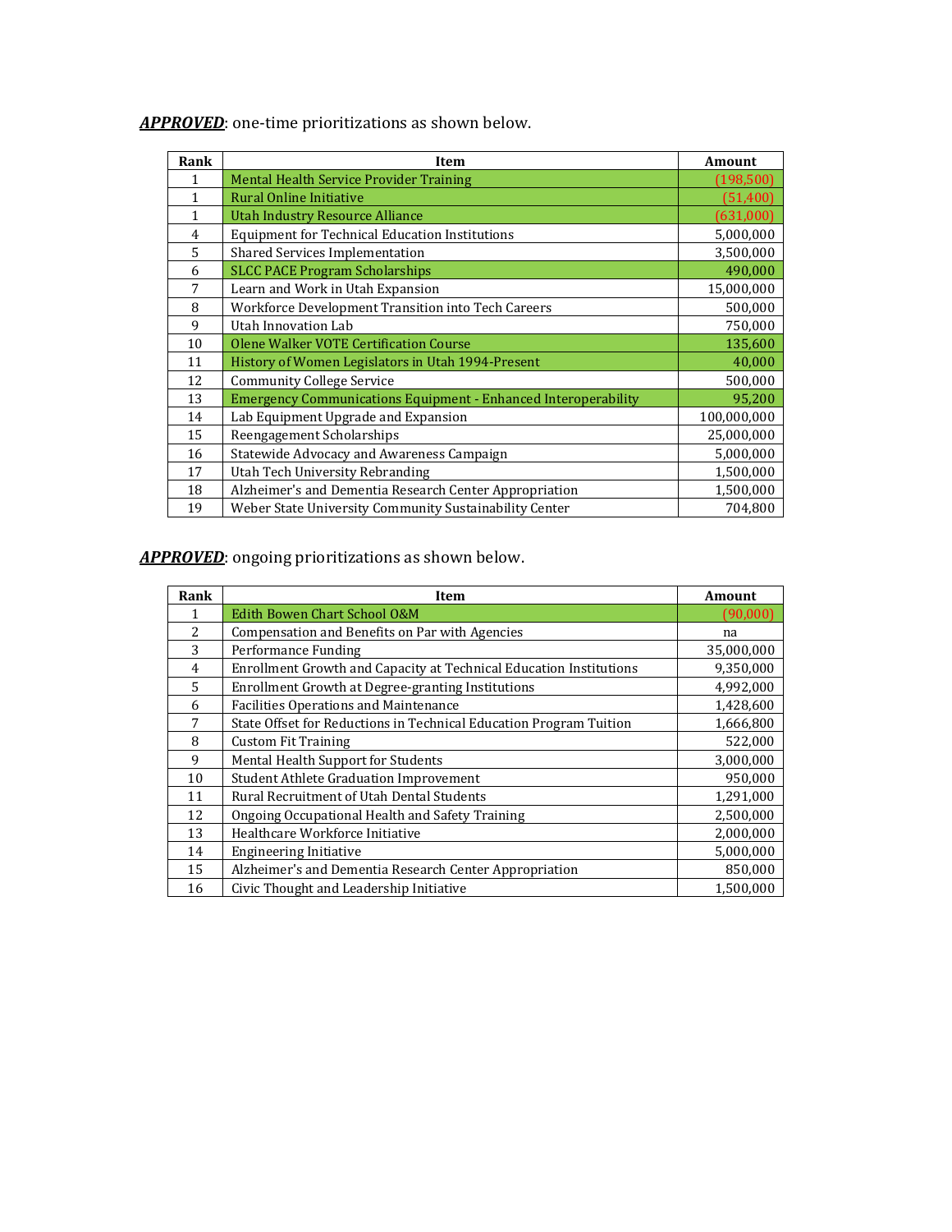***APPROVED***: one-time prioritizations as shown below.

| Rank | Item | Amount |
|---|---|---|
| 1 | Mental Health Service Provider Training | (198,500) |
| 1 | Rural Online Initiative | (51,400) |
| 1 | Utah Industry Resource Alliance | (631,000) |
| 4 | Equipment for Technical Education Institutions | 5,000,000 |
| 5 | Shared Services Implementation | 3,500,000 |
| 6 | SLCC PACE Program Scholarships | 490,000 |
| 7 | Learn and Work in Utah Expansion | 15,000,000 |
| 8 | Workforce Development Transition into Tech Careers | 500,000 |
| 9 | Utah Innovation Lab | 750,000 |
| 10 | Olene Walker VOTE Certification Course | 135,600 |
| 11 | History of Women Legislators in Utah 1994-Present | 40,000 |
| 12 | Community College Service | 500,000 |
| 13 | Emergency Communications Equipment - Enhanced Interoperability | 95,200 |
| 14 | Lab Equipment Upgrade and Expansion | 100,000,000 |
| 15 | Reengagement Scholarships | 25,000,000 |
| 16 | Statewide Advocacy and Awareness Campaign | 5,000,000 |
| 17 | Utah Tech University Rebranding | 1,500,000 |
| 18 | Alzheimer's and Dementia Research Center Appropriation | 1,500,000 |
| 19 | Weber State University Community Sustainability Center | 704,800 |

***APPROVED***: ongoing prioritizations as shown below.

| Rank | Item | Amount |
|---|---|---|
| 1 | Edith Bowen Chart School O&M | (90,000) |
| 2 | Compensation and Benefits on Par with Agencies | na |
| 3 | Performance Funding | 35,000,000 |
| 4 | Enrollment Growth and Capacity at Technical Education Institutions | 9,350,000 |
| 5 | Enrollment Growth at Degree-granting Institutions | 4,992,000 |
| 6 | Facilities Operations and Maintenance | 1,428,600 |
| 7 | State Offset for Reductions in Technical Education Program Tuition | 1,666,800 |
| 8 | Custom Fit Training | 522,000 |
| 9 | Mental Health Support for Students | 3,000,000 |
| 10 | Student Athlete Graduation Improvement | 950,000 |
| 11 | Rural Recruitment of Utah Dental Students | 1,291,000 |
| 12 | Ongoing Occupational Health and Safety Training | 2,500,000 |
| 13 | Healthcare Workforce Initiative | 2,000,000 |
| 14 | Engineering Initiative | 5,000,000 |
| 15 | Alzheimer's and Dementia Research Center Appropriation | 850,000 |
| 16 | Civic Thought and Leadership Initiative | 1,500,000 |